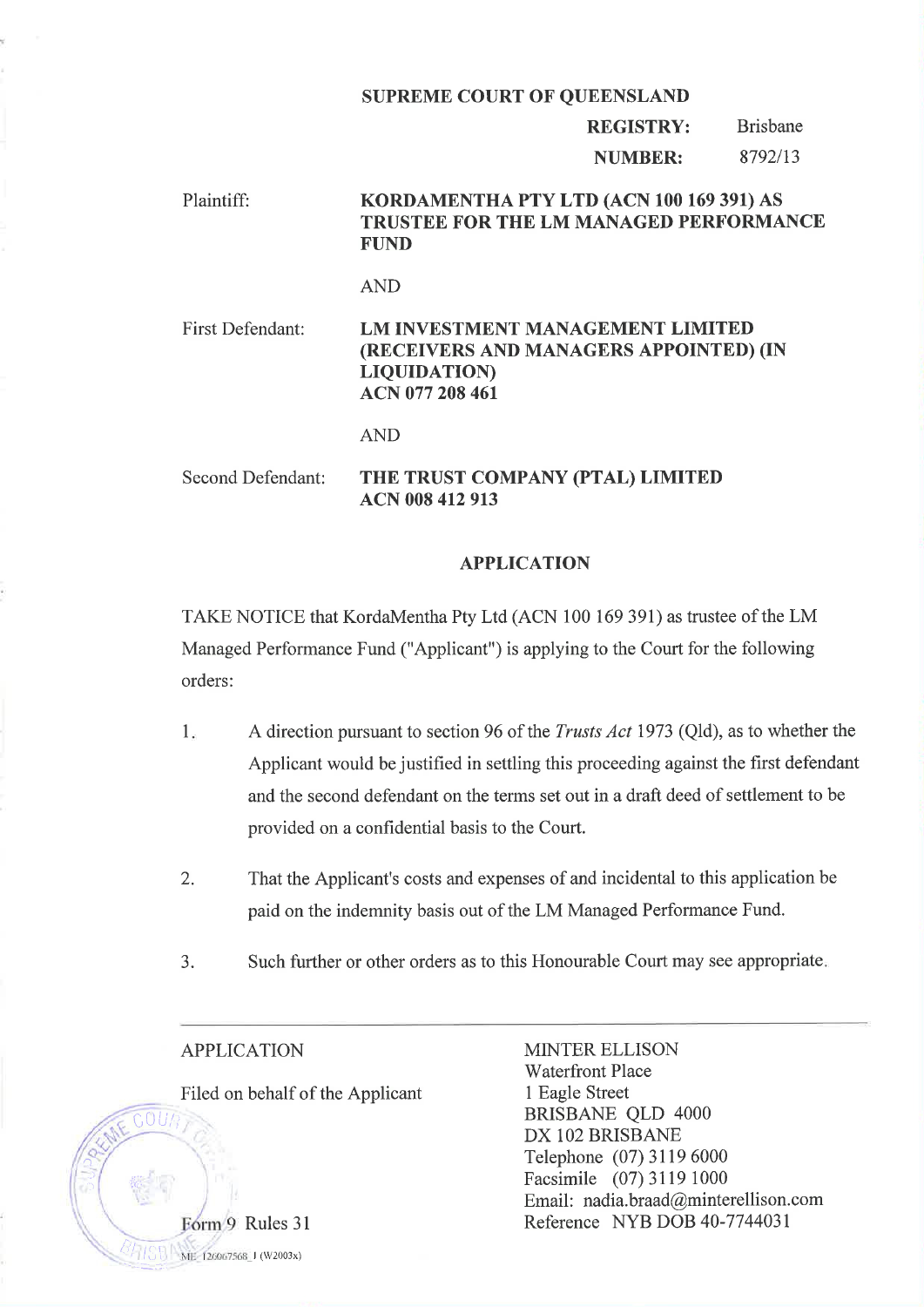**SUPREME COURT OF QUEENSLAND**

**REGISTRY:** Brisbane

**NUMBER:** 8792/13

Plaintiff: **KORDAMENTHA PTY LTD (ACN 100 169 391) AS TRUSTEE FOR THE LM MANAGED PERFORMANCE FUND**

AND

First Defendant: **LM INVESTMENT MANAGEMENT LIMITED (RECEIVERS AND MANAGERS APPOINTED) (IN LIQUIDATION) ACN 077 208 461**

AND

Second Defendant: **THE TRUST COMPANY (PTAL) LIMITED ACN 008 412 913**

## APPLICATION

TAKE NOTICE that KordaMentha Pty Ltd (ACN 100 169 391) as trustee of the LM Managed Performance Fund ("Applicant") is applying to the Court for the following orders:

1. A direction pursuant to section 96 of the *Trusts Act* 1973 (Qld), as to whether the Applicant would be justified in settling this proceeding against the first defendant and the second defendant on the terms set out in a draft deed of settlement to be provided on a confidential basis to the Court.

2. That the Applicant's costs and expenses of and incidental to this application be paid on the indemnity basis out of the LM Managed Performance Fund.

3. Such further or other orders as to this Honourable Court may see appropriate.

---

APPLICATION

Filed on behalf of the Applicant

Form 9 Rules 31

ME_126067568_1 (W2003x)

MINTER ELLISON
Waterfront Place
1 Eagle Street
BRISBANE QLD 4000
DX 102 BRISBANE
Telephone (07) 3119 6000
Facsimile (07) 3119 1000
Email: nadia.braad@minterellison.com
Reference NYB DOB 40-7744031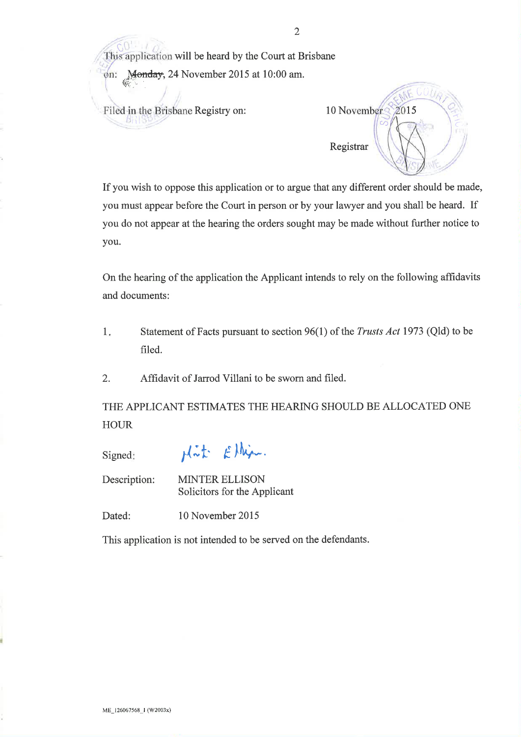This application will be heard by the Court at Brisbane

on: ~~Monday~~, 24 November 2015 at 10:00 am.

Filed in the Brisbane Registry on: 10 November 2015

Registrar

If you wish to oppose this application or to argue that any different order should be made, you must appear before the Court in person or by your lawyer and you shall be heard. If you do not appear at the hearing the orders sought may be made without further notice to you.

On the hearing of the application the Applicant intends to rely on the following affidavits and documents:

1. Statement of Facts pursuant to section 96(1) of the *Trusts Act* 1973 (Qld) to be filed.

2. Affidavit of Jarrod Villani to be sworn and filed.

THE APPLICANT ESTIMATES THE HEARING SHOULD BE ALLOCATED ONE HOUR

Signed: Mint Ellison

Description: MINTER ELLISON
Solicitors for the Applicant

Dated: 10 November 2015

This application is not intended to be served on the defendants.

ME_126067568_1 (W2003x)